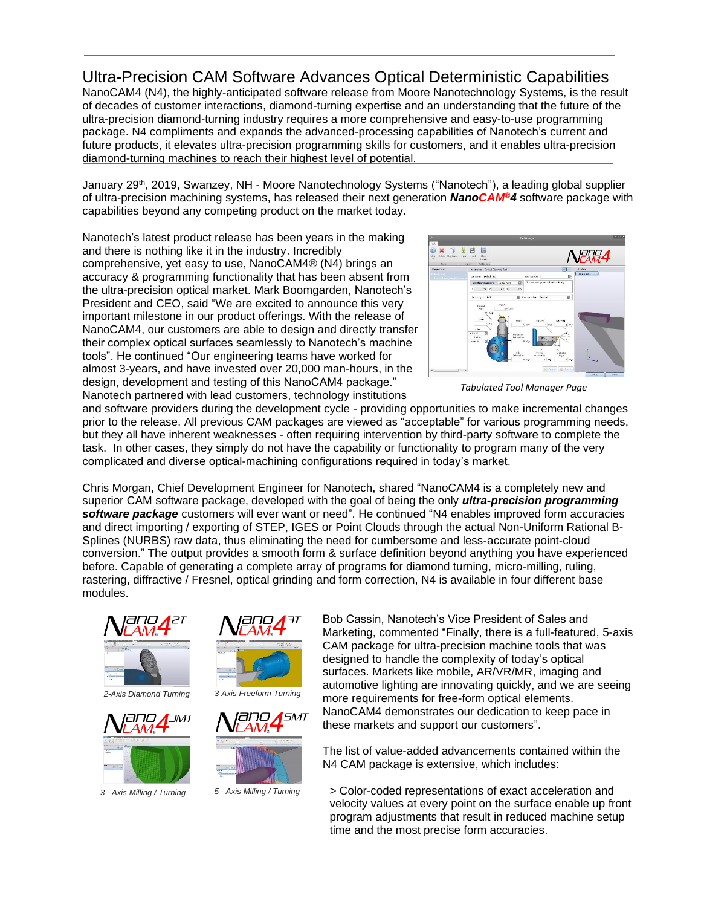# Ultra-Precision CAM Software Advances Optical Deterministic Capabilities

NanoCAM4 (N4), the highly-anticipated software release from Moore Nanotechnology Systems, is the result of decades of customer interactions, diamond-turning expertise and an understanding that the future of the ultra-precision diamond-turning industry requires a more comprehensive and easy-to-use programming package. N4 compliments and expands the advanced-processing capabilities of Nanotech's current and future products, it elevates ultra-precision programming skills for customers, and it enables ultra-precision diamond-turning machines to reach their highest level of potential.

January 29th, 2019, Swanzey, NH - Moore Nanotechnology Systems ("Nanotech"), a leading global supplier of ultra-precision machining systems, has released their next generation ***NanoCAM®4*** software package with capabilities beyond any competing product on the market today.

Nanotech's latest product release has been years in the making and there is nothing like it in the industry. Incredibly comprehensive, yet easy to use, NanoCAM4® (N4) brings an accuracy & programming functionality that has been absent from the ultra-precision optical market. Mark Boomgarden, Nanotech's President and CEO, said "We are excited to announce this very important milestone in our product offerings. With the release of NanoCAM4, our customers are able to design and directly transfer their complex optical surfaces seamlessly to Nanotech's machine tools". He continued "Our engineering teams have worked for almost 3-years, and have invested over 20,000 man-hours, in the design, development and testing of this NanoCAM4 package." Nanotech partnered with lead customers, technology institutions and software providers during the development cycle - providing opportunities to make incremental changes prior to the release. All previous CAM packages are viewed as "acceptable" for various programming needs, but they all have inherent weaknesses - often requiring intervention by third-party software to complete the task. In other cases, they simply do not have the capability or functionality to program many of the very complicated and diverse optical-machining configurations required in today's market.

*Tabulated Tool Manager Page*

Chris Morgan, Chief Development Engineer for Nanotech, shared "NanoCAM4 is a completely new and superior CAM software package, developed with the goal of being the only ***ultra-precision programming software package*** customers will ever want or need". He continued "N4 enables improved form accuracies and direct importing / exporting of STEP, IGES or Point Clouds through the actual Non-Uniform Rational B-Splines (NURBS) raw data, thus eliminating the need for cumbersome and less-accurate point-cloud conversion." The output provides a smooth form & surface definition beyond anything you have experienced before. Capable of generating a complete array of programs for diamond turning, micro-milling, ruling, rastering, diffractive / Fresnel, optical grinding and form correction, N4 is available in four different base modules.

*2-Axis Diamond Turning*

*3-Axis Freeform Turning*

*3 - Axis Milling / Turning*

*5 - Axis Milling / Turning*

Bob Cassin, Nanotech's Vice President of Sales and Marketing, commented "Finally, there is a full-featured, 5-axis CAM package for ultra-precision machine tools that was designed to handle the complexity of today's optical surfaces. Markets like mobile, AR/VR/MR, imaging and automotive lighting are innovating quickly, and we are seeing more requirements for free-form optical elements. NanoCAM4 demonstrates our dedication to keep pace in these markets and support our customers".

The list of value-added advancements contained within the N4 CAM package is extensive, which includes:

> Color-coded representations of exact acceleration and velocity values at every point on the surface enable up front program adjustments that result in reduced machine setup time and the most precise form accuracies.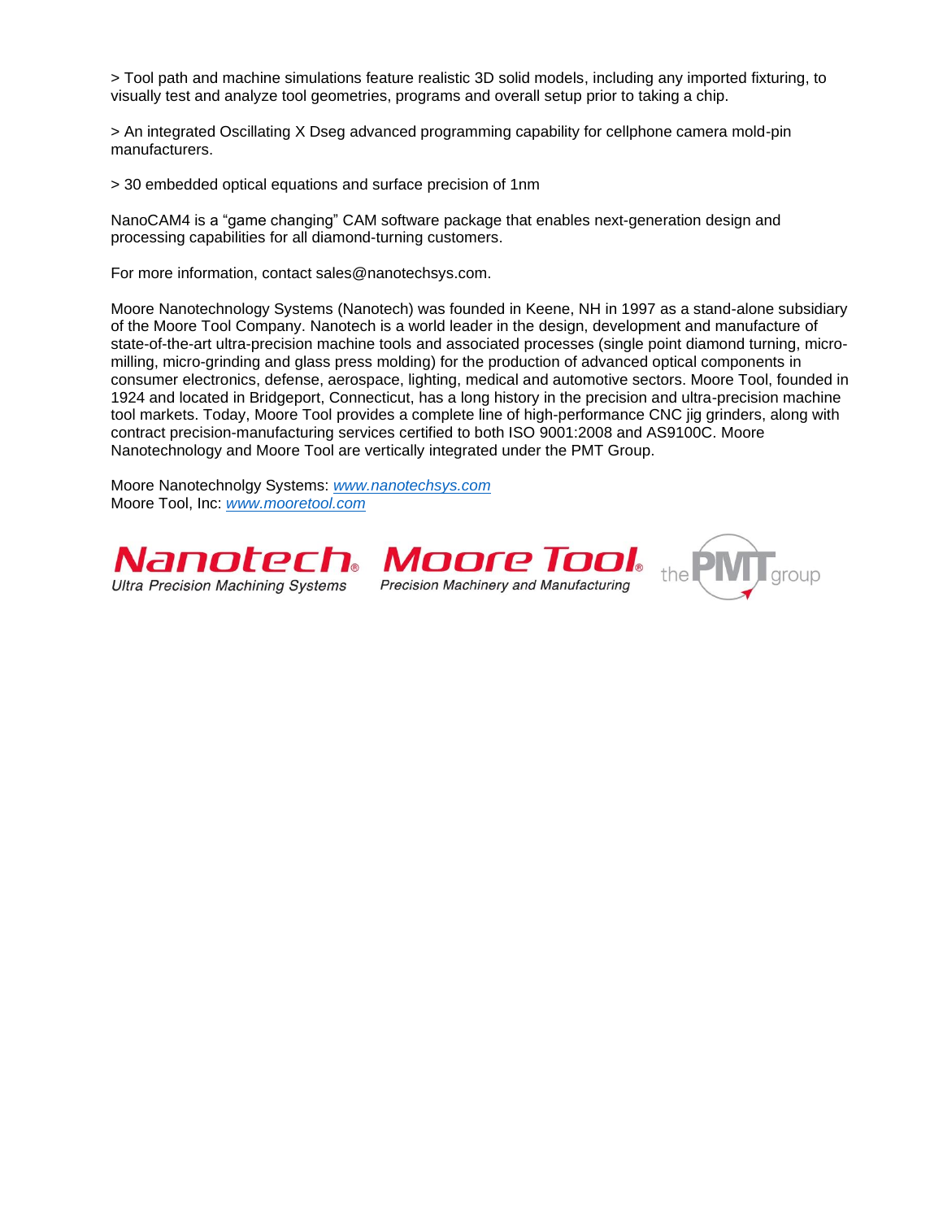> Tool path and machine simulations feature realistic 3D solid models, including any imported fixturing, to visually test and analyze tool geometries, programs and overall setup prior to taking a chip.

> An integrated Oscillating X Dseg advanced programming capability for cellphone camera mold-pin manufacturers.

> 30 embedded optical equations and surface precision of 1nm

NanoCAM4 is a "game changing" CAM software package that enables next-generation design and processing capabilities for all diamond-turning customers.

For more information, contact sales@nanotechsys.com.

Moore Nanotechnology Systems (Nanotech) was founded in Keene, NH in 1997 as a stand-alone subsidiary of the Moore Tool Company. Nanotech is a world leader in the design, development and manufacture of state-of-the-art ultra-precision machine tools and associated processes (single point diamond turning, micro-milling, micro-grinding and glass press molding) for the production of advanced optical components in consumer electronics, defense, aerospace, lighting, medical and automotive sectors. Moore Tool, founded in 1924 and located in Bridgeport, Connecticut, has a long history in the precision and ultra-precision machine tool markets. Today, Moore Tool provides a complete line of high-performance CNC jig grinders, along with contract precision-manufacturing services certified to both ISO 9001:2008 and AS9100C. Moore Nanotechnology and Moore Tool are vertically integrated under the PMT Group.

Moore Nanotechnolgy Systems: [www.nanotechsys.com](http://www.nanotechsys.com)
Moore Tool, Inc: [www.mooretool.com](http://www.mooretool.com)

Nanotech® Ultra Precision Machining Systems

Moore Tool® Precision Machinery and Manufacturing

the PMT group